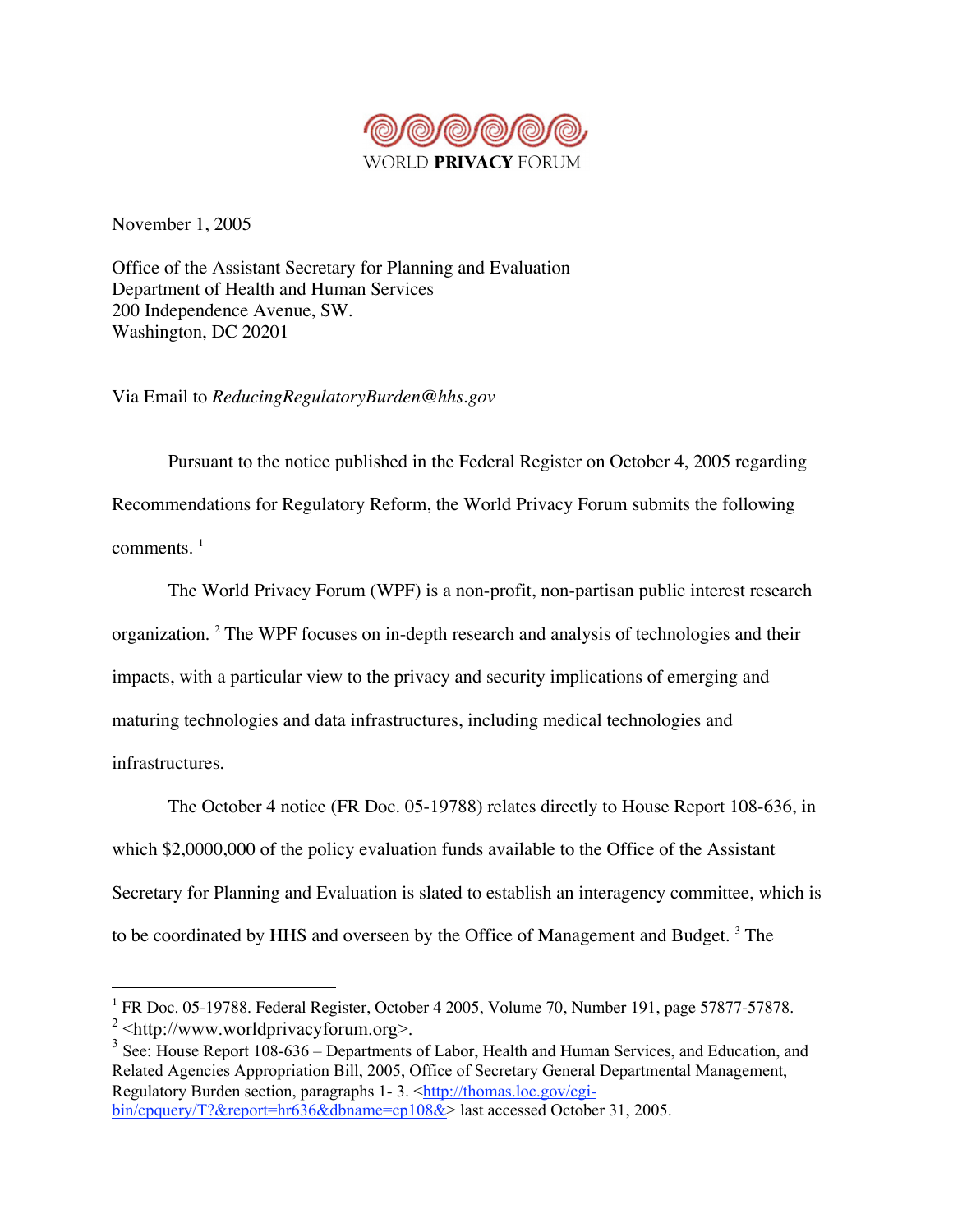WORLD **PRIVACY** FORUM

November 1, 2005

Office of the Assistant Secretary for Planning and Evaluation
Department of Health and Human Services
200 Independence Avenue, SW.
Washington, DC 20201

Via Email to *ReducingRegulatoryBurden@hhs.gov*

Pursuant to the notice published in the Federal Register on October 4, 2005 regarding Recommendations for Regulatory Reform, the World Privacy Forum submits the following comments. [1]

The World Privacy Forum (WPF) is a non-profit, non-partisan public interest research organization. [2] The WPF focuses on in-depth research and analysis of technologies and their impacts, with a particular view to the privacy and security implications of emerging and maturing technologies and data infrastructures, including medical technologies and infrastructures.

The October 4 notice (FR Doc. 05-19788) relates directly to House Report 108-636, in which $2,0000,000 of the policy evaluation funds available to the Office of the Assistant Secretary for Planning and Evaluation is slated to establish an interagency committee, which is to be coordinated by HHS and overseen by the Office of Management and Budget. [3] The

---

[1] FR Doc. 05-19788. Federal Register, October 4 2005, Volume 70, Number 191, page 57877-57878.

[2] <http://www.worldprivacyforum.org>.

[3] See: House Report 108-636 – Departments of Labor, Health and Human Services, and Education, and Related Agencies Appropriation Bill, 2005, Office of Secretary General Departmental Management, Regulatory Burden section, paragraphs 1- 3. <http://thomas.loc.gov/cgi-bin/cpquery/T?&report=hr636&dbname=cp108&> last accessed October 31, 2005.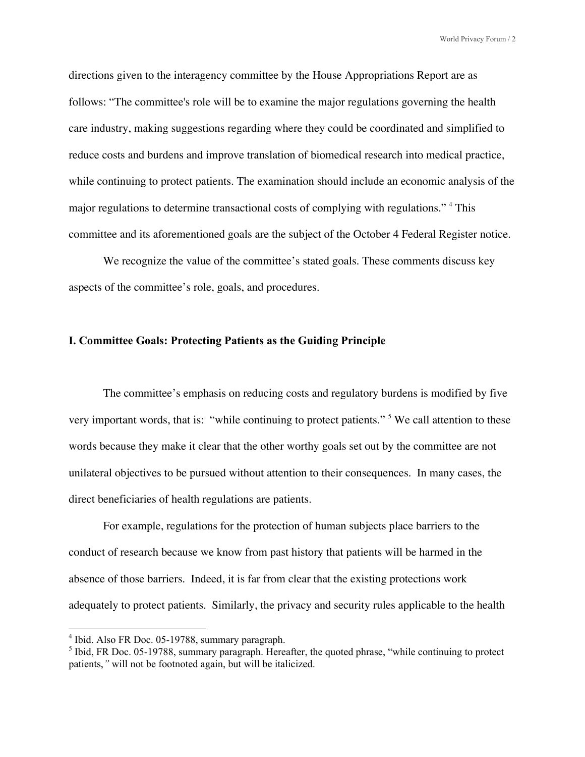directions given to the interagency committee by the House Appropriations Report are as follows: "The committee's role will be to examine the major regulations governing the health care industry, making suggestions regarding where they could be coordinated and simplified to reduce costs and burdens and improve translation of biomedical research into medical practice, while continuing to protect patients. The examination should include an economic analysis of the major regulations to determine transactional costs of complying with regulations." [4] This committee and its aforementioned goals are the subject of the October 4 Federal Register notice.

We recognize the value of the committee's stated goals. These comments discuss key aspects of the committee's role, goals, and procedures.

## I. Committee Goals: Protecting Patients as the Guiding Principle

The committee's emphasis on reducing costs and regulatory burdens is modified by five very important words, that is: "while continuing to protect patients." [5] We call attention to these words because they make it clear that the other worthy goals set out by the committee are not unilateral objectives to be pursued without attention to their consequences. In many cases, the direct beneficiaries of health regulations are patients.

For example, regulations for the protection of human subjects place barriers to the conduct of research because we know from past history that patients will be harmed in the absence of those barriers. Indeed, it is far from clear that the existing protections work adequately to protect patients. Similarly, the privacy and security rules applicable to the health

---

[4] Ibid. Also FR Doc. 05-19788, summary paragraph.

[5] Ibid, FR Doc. 05-19788, summary paragraph. Hereafter, the quoted phrase, "while continuing to protect patients,*"* will not be footnoted again, but will be italicized.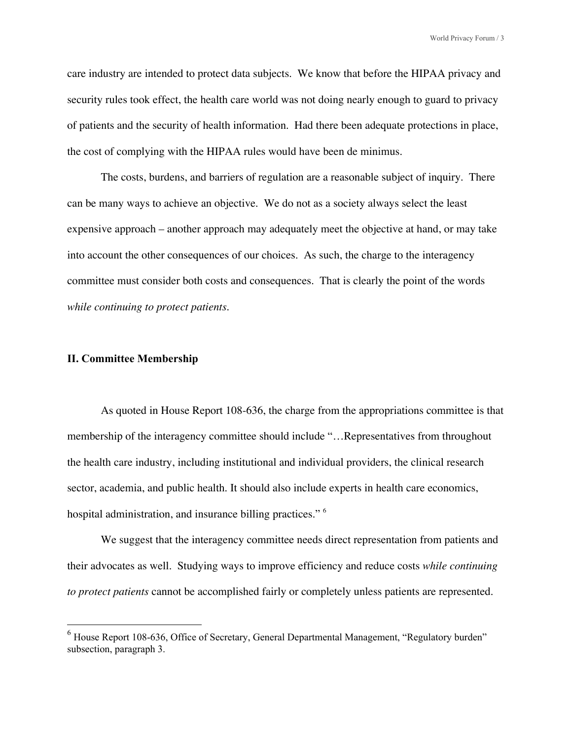care industry are intended to protect data subjects. We know that before the HIPAA privacy and security rules took effect, the health care world was not doing nearly enough to guard to privacy of patients and the security of health information. Had there been adequate protections in place, the cost of complying with the HIPAA rules would have been de minimus.

The costs, burdens, and barriers of regulation are a reasonable subject of inquiry. There can be many ways to achieve an objective. We do not as a society always select the least expensive approach – another approach may adequately meet the objective at hand, or may take into account the other consequences of our choices. As such, the charge to the interagency committee must consider both costs and consequences. That is clearly the point of the words *while continuing to protect patients*.

## II. Committee Membership

As quoted in House Report 108-636, the charge from the appropriations committee is that membership of the interagency committee should include "…Representatives from throughout the health care industry, including institutional and individual providers, the clinical research sector, academia, and public health. It should also include experts in health care economics, hospital administration, and insurance billing practices." [6]

We suggest that the interagency committee needs direct representation from patients and their advocates as well. Studying ways to improve efficiency and reduce costs *while continuing to protect patients* cannot be accomplished fairly or completely unless patients are represented.

---

[6] House Report 108-636, Office of Secretary, General Departmental Management, "Regulatory burden" subsection, paragraph 3.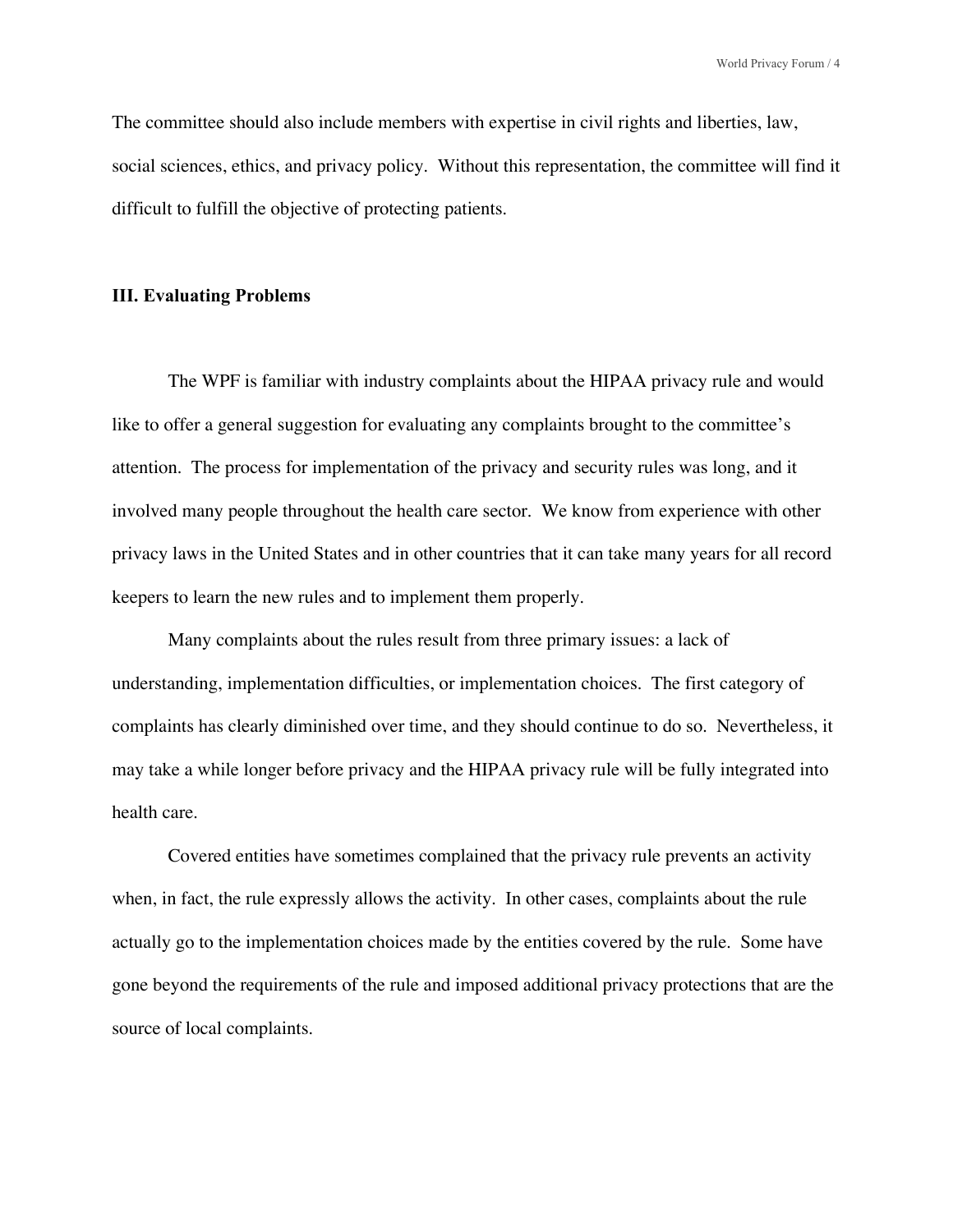The committee should also include members with expertise in civil rights and liberties, law, social sciences, ethics, and privacy policy. Without this representation, the committee will find it difficult to fulfill the objective of protecting patients.

## III. Evaluating Problems

The WPF is familiar with industry complaints about the HIPAA privacy rule and would like to offer a general suggestion for evaluating any complaints brought to the committee's attention. The process for implementation of the privacy and security rules was long, and it involved many people throughout the health care sector. We know from experience with other privacy laws in the United States and in other countries that it can take many years for all record keepers to learn the new rules and to implement them properly.

Many complaints about the rules result from three primary issues: a lack of understanding, implementation difficulties, or implementation choices. The first category of complaints has clearly diminished over time, and they should continue to do so. Nevertheless, it may take a while longer before privacy and the HIPAA privacy rule will be fully integrated into health care.

Covered entities have sometimes complained that the privacy rule prevents an activity when, in fact, the rule expressly allows the activity. In other cases, complaints about the rule actually go to the implementation choices made by the entities covered by the rule. Some have gone beyond the requirements of the rule and imposed additional privacy protections that are the source of local complaints.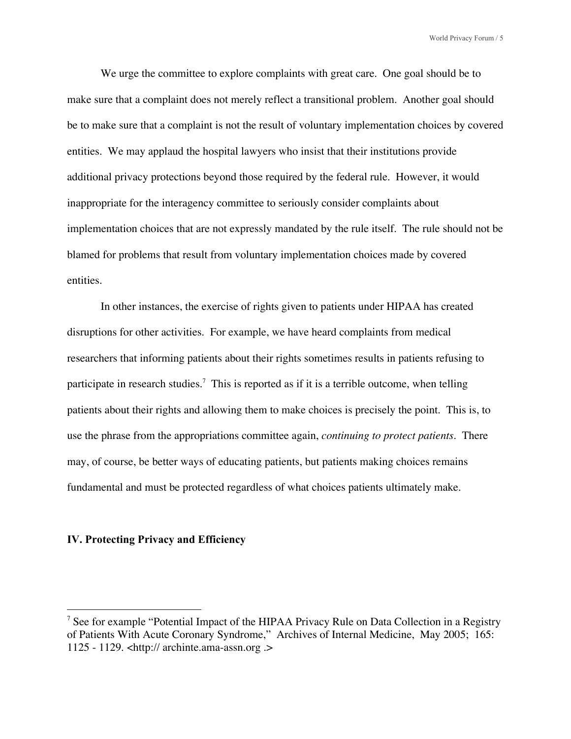We urge the committee to explore complaints with great care. One goal should be to make sure that a complaint does not merely reflect a transitional problem. Another goal should be to make sure that a complaint is not the result of voluntary implementation choices by covered entities. We may applaud the hospital lawyers who insist that their institutions provide additional privacy protections beyond those required by the federal rule. However, it would inappropriate for the interagency committee to seriously consider complaints about implementation choices that are not expressly mandated by the rule itself. The rule should not be blamed for problems that result from voluntary implementation choices made by covered entities.

In other instances, the exercise of rights given to patients under HIPAA has created disruptions for other activities. For example, we have heard complaints from medical researchers that informing patients about their rights sometimes results in patients refusing to participate in research studies.[7] This is reported as if it is a terrible outcome, when telling patients about their rights and allowing them to make choices is precisely the point. This is, to use the phrase from the appropriations committee again, *continuing to protect patients*. There may, of course, be better ways of educating patients, but patients making choices remains fundamental and must be protected regardless of what choices patients ultimately make.

**IV. Protecting Privacy and Efficiency**

---

[7] See for example "Potential Impact of the HIPAA Privacy Rule on Data Collection in a Registry of Patients With Acute Coronary Syndrome," Archives of Internal Medicine, May 2005; 165: 1125 - 1129. <http:// archinte.ama-assn.org .>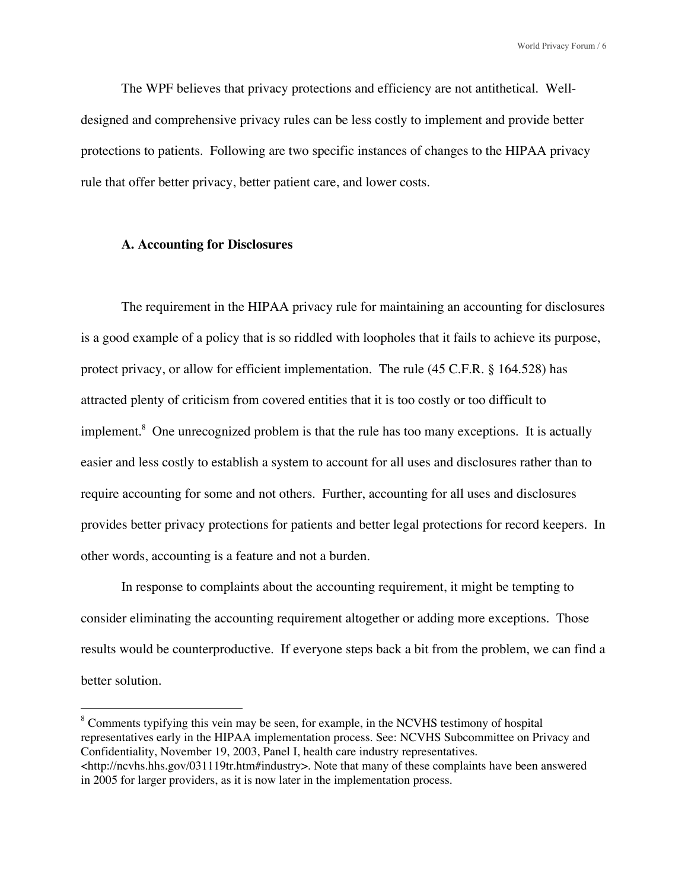The WPF believes that privacy protections and efficiency are not antithetical. Well-designed and comprehensive privacy rules can be less costly to implement and provide better protections to patients. Following are two specific instances of changes to the HIPAA privacy rule that offer better privacy, better patient care, and lower costs.

### A. Accounting for Disclosures

The requirement in the HIPAA privacy rule for maintaining an accounting for disclosures is a good example of a policy that is so riddled with loopholes that it fails to achieve its purpose, protect privacy, or allow for efficient implementation. The rule (45 C.F.R. § 164.528) has attracted plenty of criticism from covered entities that it is too costly or too difficult to implement.[8] One unrecognized problem is that the rule has too many exceptions. It is actually easier and less costly to establish a system to account for all uses and disclosures rather than to require accounting for some and not others. Further, accounting for all uses and disclosures provides better privacy protections for patients and better legal protections for record keepers. In other words, accounting is a feature and not a burden.

In response to complaints about the accounting requirement, it might be tempting to consider eliminating the accounting requirement altogether or adding more exceptions. Those results would be counterproductive. If everyone steps back a bit from the problem, we can find a better solution.

---

[8] Comments typifying this vein may be seen, for example, in the NCVHS testimony of hospital representatives early in the HIPAA implementation process. See: NCVHS Subcommittee on Privacy and Confidentiality, November 19, 2003, Panel I, health care industry representatives. <http://ncvhs.hhs.gov/031119tr.htm#industry>. Note that many of these complaints have been answered in 2005 for larger providers, as it is now later in the implementation process.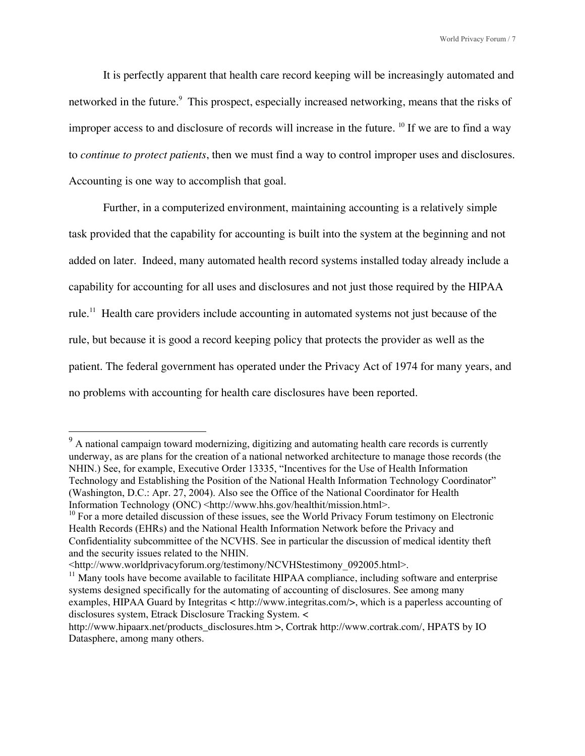It is perfectly apparent that health care record keeping will be increasingly automated and networked in the future.[9] This prospect, especially increased networking, means that the risks of improper access to and disclosure of records will increase in the future.[10] If we are to find a way to *continue to protect patients*, then we must find a way to control improper uses and disclosures. Accounting is one way to accomplish that goal.

Further, in a computerized environment, maintaining accounting is a relatively simple task provided that the capability for accounting is built into the system at the beginning and not added on later. Indeed, many automated health record systems installed today already include a capability for accounting for all uses and disclosures and not just those required by the HIPAA rule.[11] Health care providers include accounting in automated systems not just because of the rule, but because it is good a record keeping policy that protects the provider as well as the patient. The federal government has operated under the Privacy Act of 1974 for many years, and no problems with accounting for health care disclosures have been reported.

---

[9] A national campaign toward modernizing, digitizing and automating health care records is currently underway, as are plans for the creation of a national networked architecture to manage those records (the NHIN.) See, for example, Executive Order 13335, "Incentives for the Use of Health Information Technology and Establishing the Position of the National Health Information Technology Coordinator" (Washington, D.C.: Apr. 27, 2004). Also see the Office of the National Coordinator for Health Information Technology (ONC) <http://www.hhs.gov/healthit/mission.html>.

[10] For a more detailed discussion of these issues, see the World Privacy Forum testimony on Electronic Health Records (EHRs) and the National Health Information Network before the Privacy and Confidentiality subcommittee of the NCVHS. See in particular the discussion of medical identity theft and the security issues related to the NHIN. <http://www.worldprivacyforum.org/testimony/NCVHStestimony_092005.html>.

[11] Many tools have become available to facilitate HIPAA compliance, including software and enterprise systems designed specifically for the automating of accounting of disclosures. See among many examples, HIPAA Guard by Integritas < http://www.integritas.com/>, which is a paperless accounting of disclosures system, Etrack Disclosure Tracking System. < http://www.hipaarx.net/products_disclosures.htm >, Cortrak http://www.cortrak.com/, HPATS by IO Datasphere, among many others.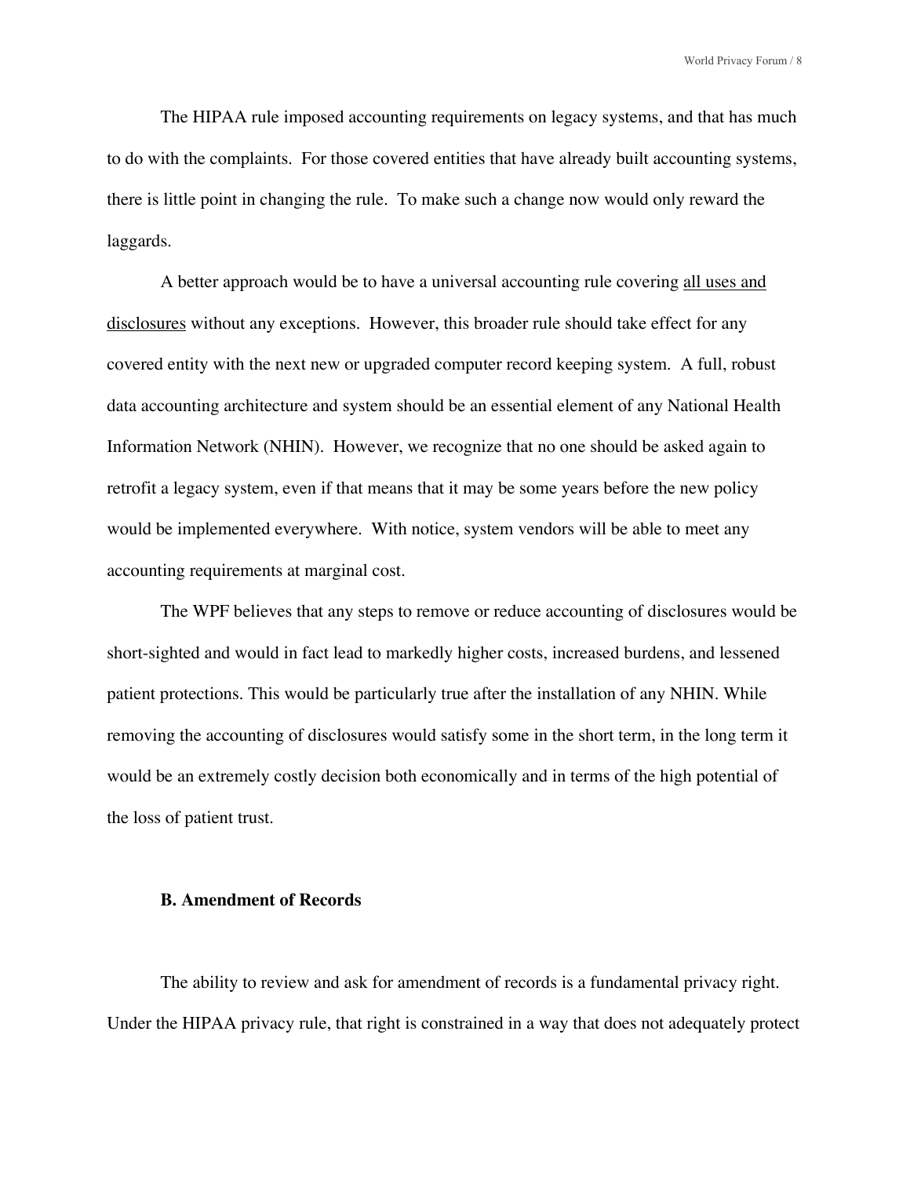The HIPAA rule imposed accounting requirements on legacy systems, and that has much to do with the complaints. For those covered entities that have already built accounting systems, there is little point in changing the rule. To make such a change now would only reward the laggards.

A better approach would be to have a universal accounting rule covering <u>all uses and disclosures</u> without any exceptions. However, this broader rule should take effect for any covered entity with the next new or upgraded computer record keeping system. A full, robust data accounting architecture and system should be an essential element of any National Health Information Network (NHIN). However, we recognize that no one should be asked again to retrofit a legacy system, even if that means that it may be some years before the new policy would be implemented everywhere. With notice, system vendors will be able to meet any accounting requirements at marginal cost.

The WPF believes that any steps to remove or reduce accounting of disclosures would be short-sighted and would in fact lead to markedly higher costs, increased burdens, and lessened patient protections. This would be particularly true after the installation of any NHIN. While removing the accounting of disclosures would satisfy some in the short term, in the long term it would be an extremely costly decision both economically and in terms of the high potential of the loss of patient trust.

### B. Amendment of Records

The ability to review and ask for amendment of records is a fundamental privacy right. Under the HIPAA privacy rule, that right is constrained in a way that does not adequately protect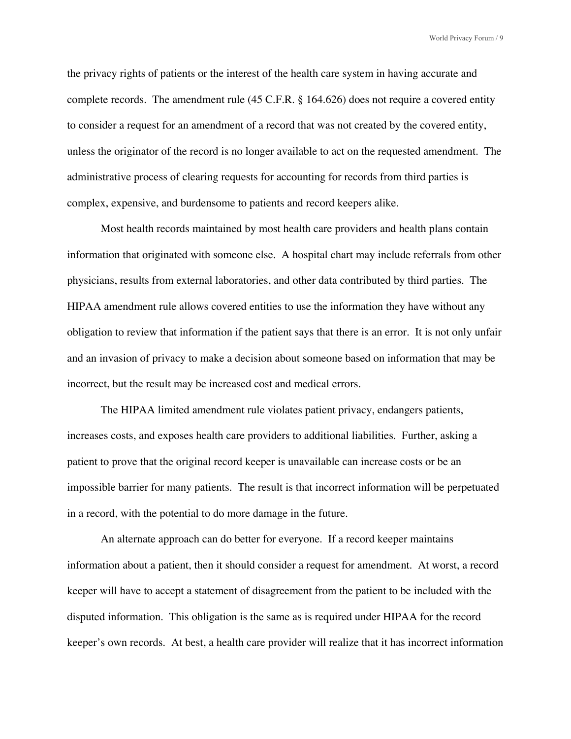the privacy rights of patients or the interest of the health care system in having accurate and complete records. The amendment rule (45 C.F.R. § 164.626) does not require a covered entity to consider a request for an amendment of a record that was not created by the covered entity, unless the originator of the record is no longer available to act on the requested amendment. The administrative process of clearing requests for accounting for records from third parties is complex, expensive, and burdensome to patients and record keepers alike.

Most health records maintained by most health care providers and health plans contain information that originated with someone else. A hospital chart may include referrals from other physicians, results from external laboratories, and other data contributed by third parties. The HIPAA amendment rule allows covered entities to use the information they have without any obligation to review that information if the patient says that there is an error. It is not only unfair and an invasion of privacy to make a decision about someone based on information that may be incorrect, but the result may be increased cost and medical errors.

The HIPAA limited amendment rule violates patient privacy, endangers patients, increases costs, and exposes health care providers to additional liabilities. Further, asking a patient to prove that the original record keeper is unavailable can increase costs or be an impossible barrier for many patients. The result is that incorrect information will be perpetuated in a record, with the potential to do more damage in the future.

An alternate approach can do better for everyone. If a record keeper maintains information about a patient, then it should consider a request for amendment. At worst, a record keeper will have to accept a statement of disagreement from the patient to be included with the disputed information. This obligation is the same as is required under HIPAA for the record keeper's own records. At best, a health care provider will realize that it has incorrect information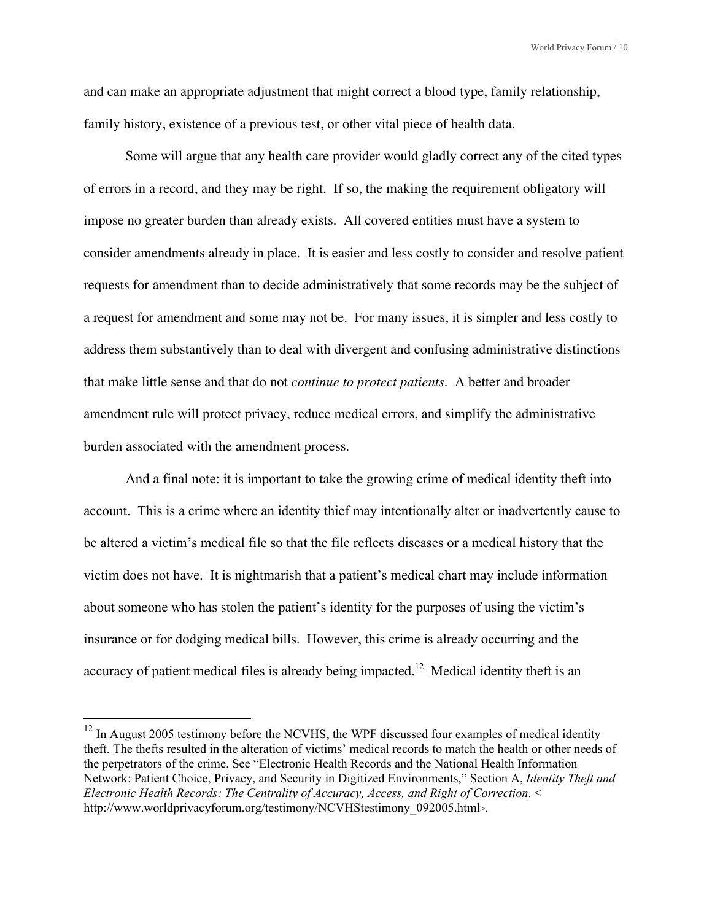and can make an appropriate adjustment that might correct a blood type, family relationship, family history, existence of a previous test, or other vital piece of health data.

Some will argue that any health care provider would gladly correct any of the cited types of errors in a record, and they may be right. If so, the making the requirement obligatory will impose no greater burden than already exists. All covered entities must have a system to consider amendments already in place. It is easier and less costly to consider and resolve patient requests for amendment than to decide administratively that some records may be the subject of a request for amendment and some may not be. For many issues, it is simpler and less costly to address them substantively than to deal with divergent and confusing administrative distinctions that make little sense and that do not *continue to protect patients*. A better and broader amendment rule will protect privacy, reduce medical errors, and simplify the administrative burden associated with the amendment process.

And a final note: it is important to take the growing crime of medical identity theft into account. This is a crime where an identity thief may intentionally alter or inadvertently cause to be altered a victim's medical file so that the file reflects diseases or a medical history that the victim does not have. It is nightmarish that a patient's medical chart may include information about someone who has stolen the patient's identity for the purposes of using the victim's insurance or for dodging medical bills. However, this crime is already occurring and the accuracy of patient medical files is already being impacted.[12] Medical identity theft is an

---

[12] In August 2005 testimony before the NCVHS, the WPF discussed four examples of medical identity theft. The thefts resulted in the alteration of victims' medical records to match the health or other needs of the perpetrators of the crime. See "Electronic Health Records and the National Health Information Network: Patient Choice, Privacy, and Security in Digitized Environments," Section A, *Identity Theft and Electronic Health Records: The Centrality of Accuracy, Access, and Right of Correction*. < http://www.worldprivacyforum.org/testimony/NCVHStestimony_092005.html>.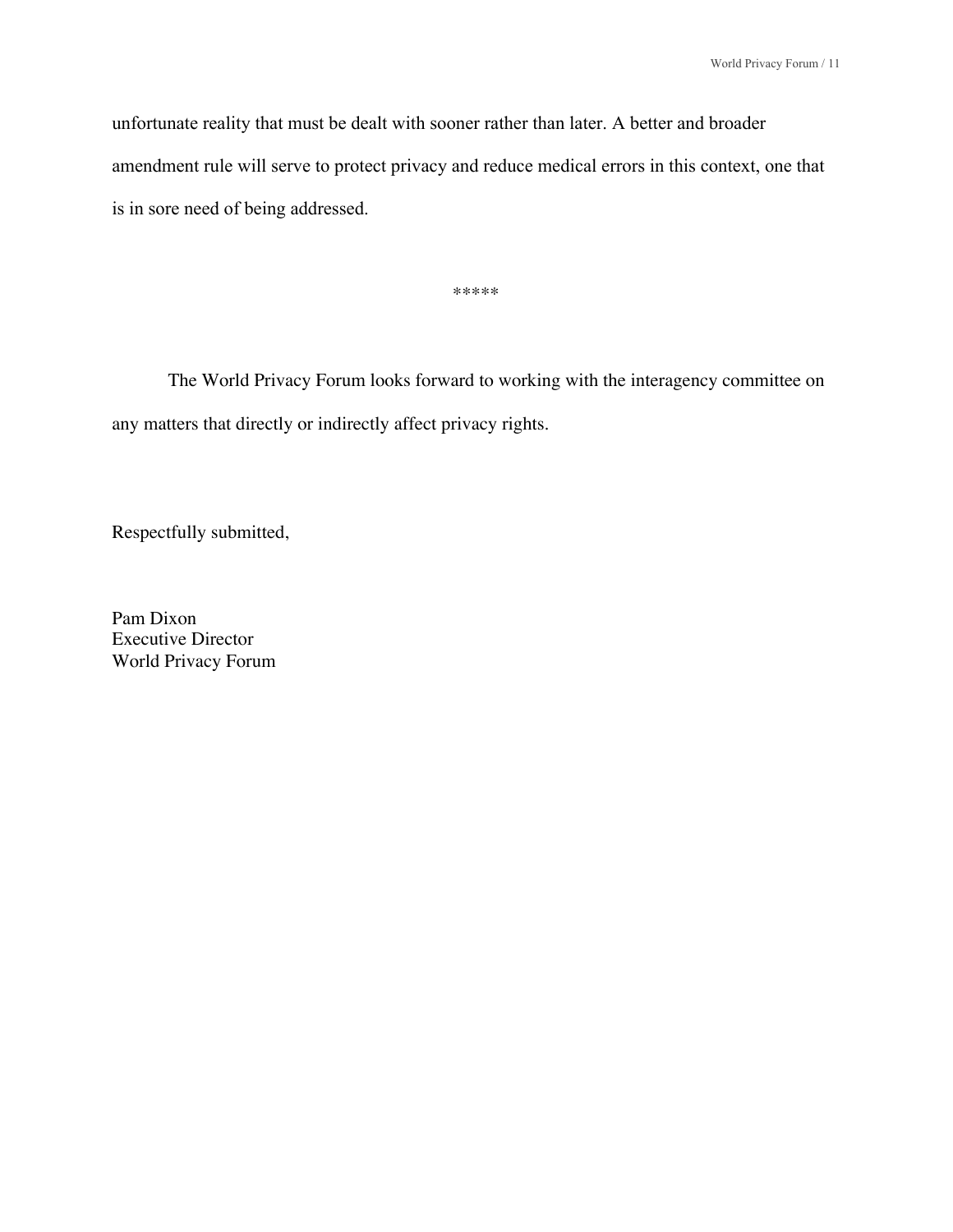unfortunate reality that must be dealt with sooner rather than later. A better and broader amendment rule will serve to protect privacy and reduce medical errors in this context, one that is in sore need of being addressed.

*****

The World Privacy Forum looks forward to working with the interagency committee on any matters that directly or indirectly affect privacy rights.

Respectfully submitted,

Pam Dixon
Executive Director
World Privacy Forum